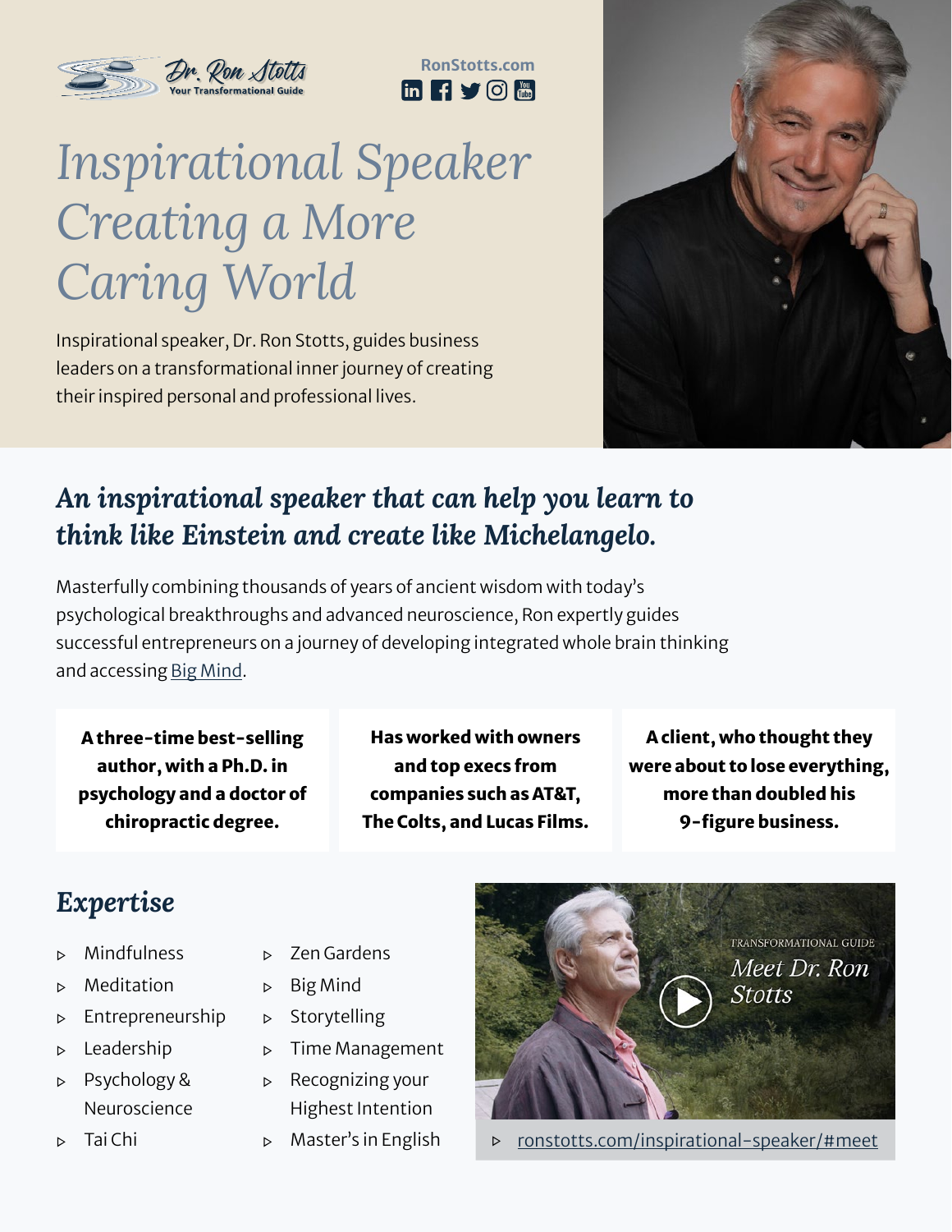Dr. Ron Stotts
Your Transformational Guide

RonStotts.com

# Inspirational Speaker Creating a More Caring World

Inspirational speaker, Dr. Ron Stotts, guides business leaders on a transformational inner journey of creating their inspired personal and professional lives.

## *An inspirational speaker that can help you learn to think like Einstein and create like Michelangelo.*

Masterfully combining thousands of years of ancient wisdom with today's psychological breakthroughs and advanced neuroscience, Ron expertly guides successful entrepreneurs on a journey of developing integrated whole brain thinking and accessing Big Mind.

**A three-time best-selling author, with a Ph.D. in psychology and a doctor of chiropractic degree.**

**Has worked with owners and top execs from companies such as AT&T, The Colts, and Lucas Films.**

**A client, who thought they were about to lose everything, more than doubled his 9-figure business.**

## *Expertise*

- Mindfulness
- Meditation
- Entrepreneurship
- Leadership
- Psychology & Neuroscience
- Tai Chi
- Zen Gardens
- Big Mind
- Storytelling
- Time Management
- Recognizing your Highest Intention
- Master's in English

TRANSFORMATIONAL GUIDE
*Meet Dr. Ron Stotts*

- ronstotts.com/inspirational-speaker/#meet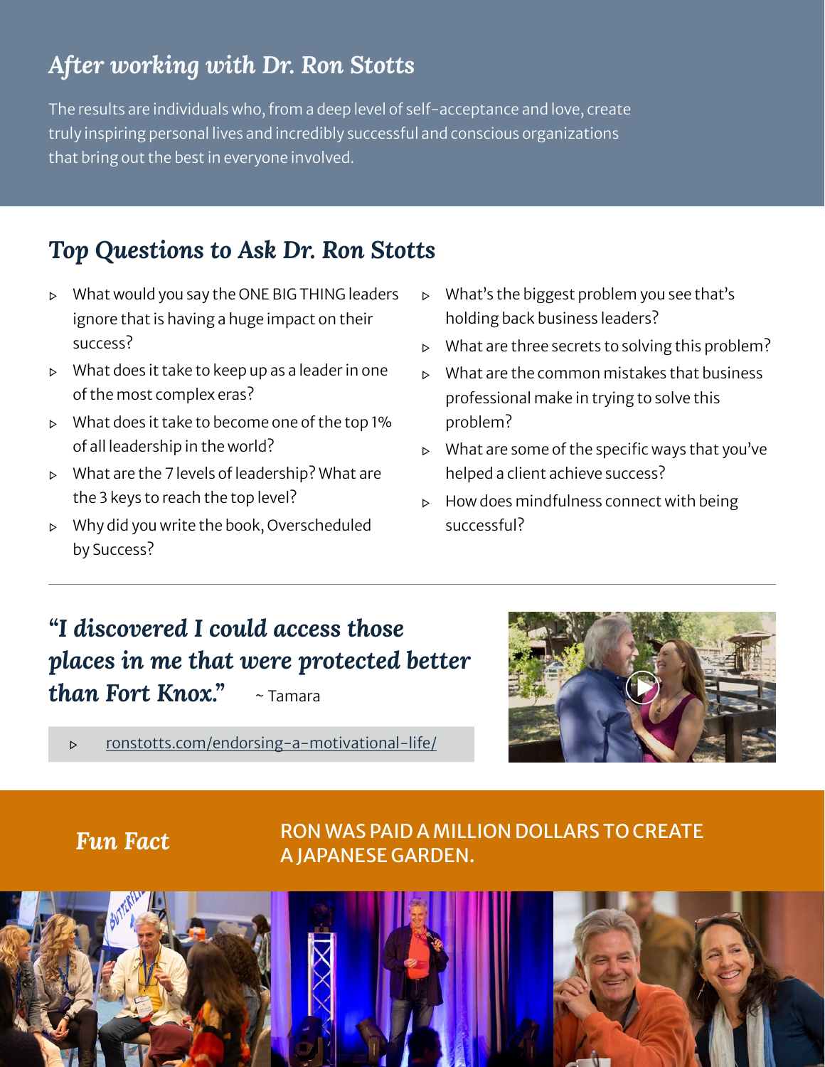## After working with Dr. Ron Stotts

The results are individuals who, from a deep level of self-acceptance and love, create truly inspiring personal lives and incredibly successful and conscious organizations that bring out the best in everyone involved.

## Top Questions to Ask Dr. Ron Stotts

- What would you say the ONE BIG THING leaders ignore that is having a huge impact on their success?
- What does it take to keep up as a leader in one of the most complex eras?
- What does it take to become one of the top 1% of all leadership in the world?
- What are the 7 levels of leadership? What are the 3 keys to reach the top level?
- Why did you write the book, Overscheduled by Success?
- What's the biggest problem you see that's holding back business leaders?
- What are three secrets to solving this problem?
- What are the common mistakes that business professional make in trying to solve this problem?
- What are some of the specific ways that you've helped a client achieve success?
- How does mindfulness connect with being successful?

---

***"I discovered I could access those places in me that were protected better than Fort Knox."*** ~ Tamara

- ronstotts.com/endorsing-a-motivational-life/

***Fun Fact***

RON WAS PAID A MILLION DOLLARS TO CREATE A JAPANESE GARDEN.